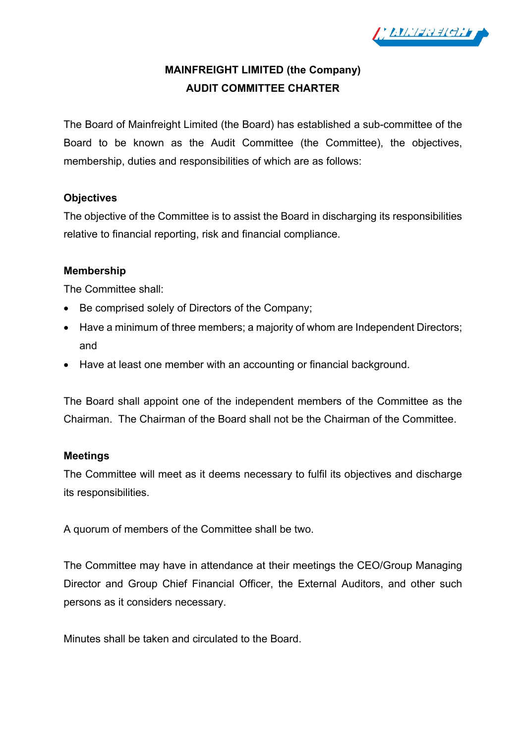# MAINFREIGHT LIMITED (the Company)
# AUDIT COMMITTEE CHARTER

The Board of Mainfreight Limited (the Board) has established a sub-committee of the Board to be known as the Audit Committee (the Committee), the objectives, membership, duties and responsibilities of which are as follows:

**Objectives**

The objective of the Committee is to assist the Board in discharging its responsibilities relative to financial reporting, risk and financial compliance.

**Membership**

The Committee shall:

- Be comprised solely of Directors of the Company;
- Have a minimum of three members; a majority of whom are Independent Directors; and
- Have at least one member with an accounting or financial background.

The Board shall appoint one of the independent members of the Committee as the Chairman. The Chairman of the Board shall not be the Chairman of the Committee.

**Meetings**

The Committee will meet as it deems necessary to fulfil its objectives and discharge its responsibilities.

A quorum of members of the Committee shall be two.

The Committee may have in attendance at their meetings the CEO/Group Managing Director and Group Chief Financial Officer, the External Auditors, and other such persons as it considers necessary.

Minutes shall be taken and circulated to the Board.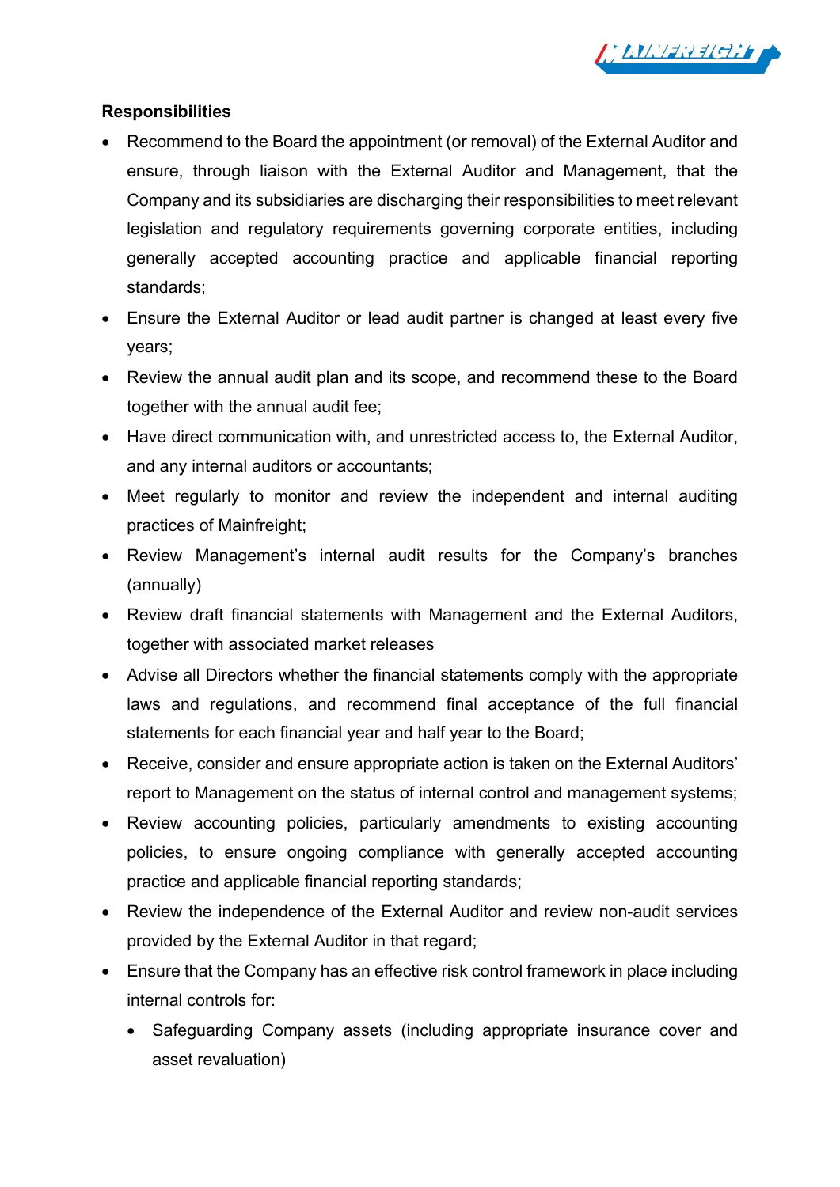**Responsibilities**

- Recommend to the Board the appointment (or removal) of the External Auditor and ensure, through liaison with the External Auditor and Management, that the Company and its subsidiaries are discharging their responsibilities to meet relevant legislation and regulatory requirements governing corporate entities, including generally accepted accounting practice and applicable financial reporting standards;
- Ensure the External Auditor or lead audit partner is changed at least every five years;
- Review the annual audit plan and its scope, and recommend these to the Board together with the annual audit fee;
- Have direct communication with, and unrestricted access to, the External Auditor, and any internal auditors or accountants;
- Meet regularly to monitor and review the independent and internal auditing practices of Mainfreight;
- Review Management's internal audit results for the Company's branches (annually)
- Review draft financial statements with Management and the External Auditors, together with associated market releases
- Advise all Directors whether the financial statements comply with the appropriate laws and regulations, and recommend final acceptance of the full financial statements for each financial year and half year to the Board;
- Receive, consider and ensure appropriate action is taken on the External Auditors' report to Management on the status of internal control and management systems;
- Review accounting policies, particularly amendments to existing accounting policies, to ensure ongoing compliance with generally accepted accounting practice and applicable financial reporting standards;
- Review the independence of the External Auditor and review non-audit services provided by the External Auditor in that regard;
- Ensure that the Company has an effective risk control framework in place including internal controls for:
  - Safeguarding Company assets (including appropriate insurance cover and asset revaluation)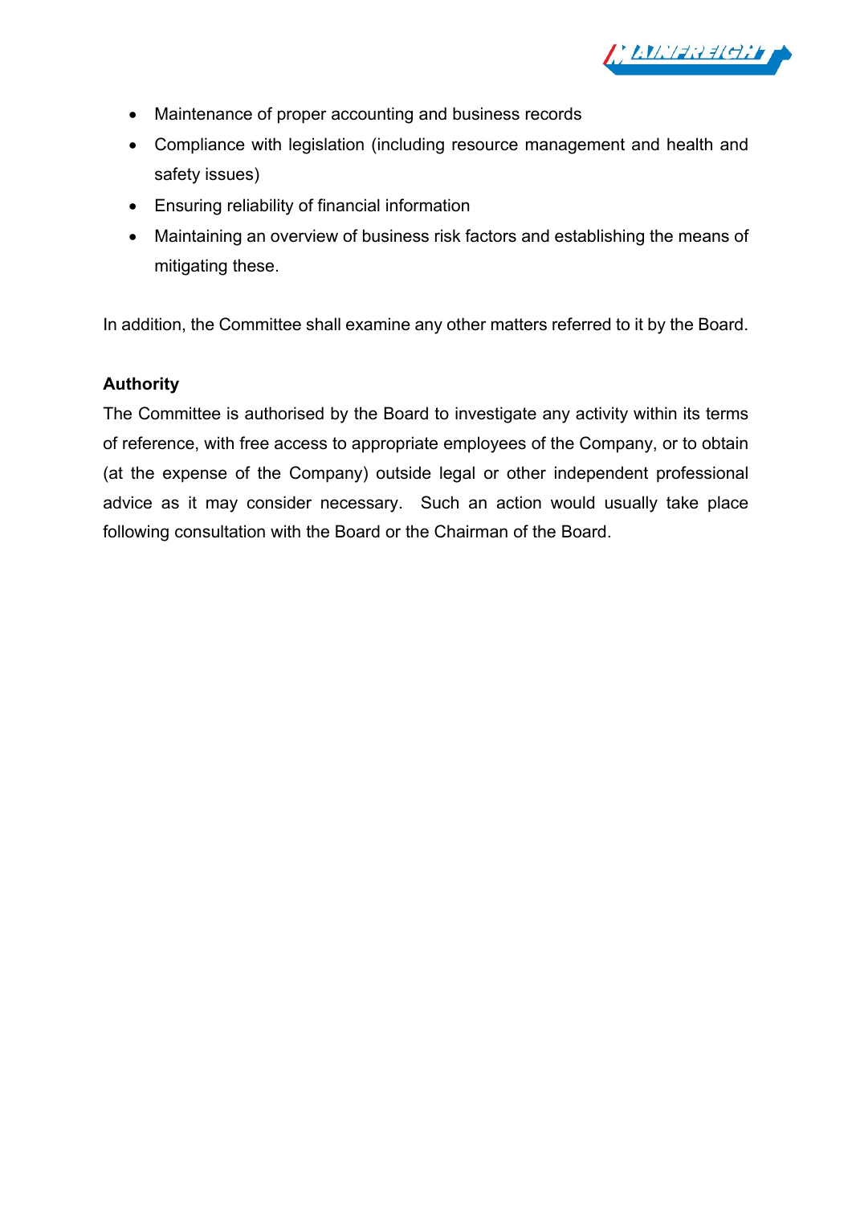- Maintenance of proper accounting and business records
- Compliance with legislation (including resource management and health and safety issues)
- Ensuring reliability of financial information
- Maintaining an overview of business risk factors and establishing the means of mitigating these.

In addition, the Committee shall examine any other matters referred to it by the Board.

**Authority**

The Committee is authorised by the Board to investigate any activity within its terms of reference, with free access to appropriate employees of the Company, or to obtain (at the expense of the Company) outside legal or other independent professional advice as it may consider necessary. Such an action would usually take place following consultation with the Board or the Chairman of the Board.